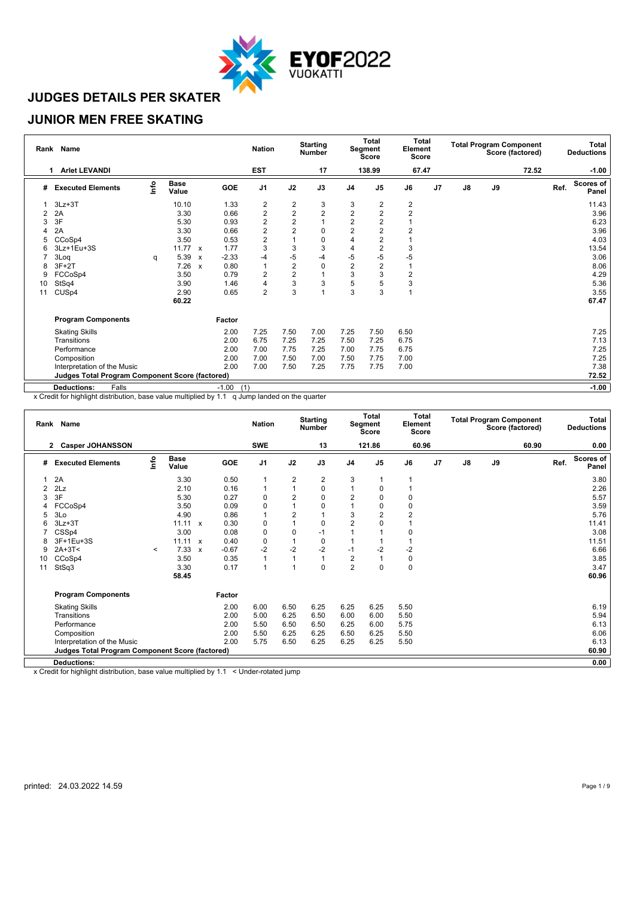# JUDGES DETAILS PER SKATER

## JUNIOR MEN FREE SKATING

| Rank | Name | Nation | Starting Number | Total Segment Score | Total Element Score | Total Program Component Score (factored) | Total Deductions |
|---|---|---|---|---|---|---|---|
| 1 | Arlet LEVANDI | EST | 17 | 138.99 | 67.47 | 72.52 | -1.00 |

| # | Executed Elements | Info | Base Value | | GOE | J1 | J2 | J3 | J4 | J5 | J6 | J7 | J8 | J9 | Ref. | Scores of Panel |
|---|---|---|---|---|---|---|---|---|---|---|---|---|---|---|---|---|
| 1 | 3Lz+3T | | 10.10 | | 1.33 | 2 | 2 | 3 | 3 | 2 | 2 | | | | | 11.43 |
| 2 | 2A | | 3.30 | | 0.66 | 2 | 2 | 2 | 2 | 2 | 2 | | | | | 3.96 |
| 3 | 3F | | 5.30 | | 0.93 | 2 | 2 | 1 | 2 | 2 | 1 | | | | | 6.23 |
| 4 | 2A | | 3.30 | | 0.66 | 2 | 2 | 0 | 2 | 2 | 2 | | | | | 3.96 |
| 5 | CCoSp4 | | 3.50 | | 0.53 | 2 | 1 | 0 | 4 | 2 | 1 | | | | | 4.03 |
| 6 | 3Lz+1Eu+3S | | 11.77 | x | 1.77 | 3 | 3 | 3 | 4 | 2 | 3 | | | | | 13.54 |
| 7 | 3Loq | q | 5.39 | x | -2.33 | -4 | -5 | -4 | -5 | -5 | -5 | | | | | 3.06 |
| 8 | 3F+2T | | 7.26 | x | 0.80 | 1 | 2 | 0 | 2 | 2 | 1 | | | | | 8.06 |
| 9 | FCCoSp4 | | 3.50 | | 0.79 | 2 | 2 | 1 | 3 | 3 | 2 | | | | | 4.29 |
| 10 | StSq4 | | 3.90 | | 1.46 | 4 | 3 | 3 | 5 | 5 | 3 | | | | | 5.36 |
| 11 | CUSp4 | | 2.90 | | 0.65 | 2 | 3 | 1 | 3 | 3 | 1 | | | | | 3.55 |
| | | | 60.22 | | | | | | | | | | | | | 67.47 |

| Program Components | Factor | J1 | J2 | J3 | J4 | J5 | J6 | J7 | J8 | J9 | Scores of Panel |
|---|---|---|---|---|---|---|---|---|---|---|---|
| Skating Skills | 2.00 | 7.25 | 7.50 | 7.00 | 7.25 | 7.50 | 6.50 | | | | 7.25 |
| Transitions | 2.00 | 6.75 | 7.25 | 7.25 | 7.50 | 7.25 | 6.75 | | | | 7.13 |
| Performance | 2.00 | 7.00 | 7.75 | 7.25 | 7.00 | 7.75 | 6.75 | | | | 7.25 |
| Composition | 2.00 | 7.00 | 7.50 | 7.00 | 7.50 | 7.75 | 7.00 | | | | 7.25 |
| Interpretation of the Music | 2.00 | 7.00 | 7.50 | 7.25 | 7.75 | 7.75 | 7.00 | | | | 7.38 |
| **Judges Total Program Component Score (factored)** | | | | | | | | | | | 72.52 |
| **Deductions:** Falls | -1.00 (1) | | | | | | | | | | -1.00 |

x Credit for highlight distribution, base value multiplied by 1.1 q Jump landed on the quarter

| Rank | Name | Nation | Starting Number | Total Segment Score | Total Element Score | Total Program Component Score (factored) | Total Deductions |
|---|---|---|---|---|---|---|---|
| 2 | Casper JOHANSSON | SWE | 13 | 121.86 | 60.96 | 60.90 | 0.00 |

| # | Executed Elements | Info | Base Value | | GOE | J1 | J2 | J3 | J4 | J5 | J6 | J7 | J8 | J9 | Ref. | Scores of Panel |
|---|---|---|---|---|---|---|---|---|---|---|---|---|---|---|---|---|
| 1 | 2A | | 3.30 | | 0.50 | 1 | 2 | 2 | 3 | 1 | 1 | | | | | 3.80 |
| 2 | 2Lz | | 2.10 | | 0.16 | 1 | 1 | 0 | 1 | 0 | 1 | | | | | 2.26 |
| 3 | 3F | | 5.30 | | 0.27 | 0 | 2 | 0 | 2 | 0 | 0 | | | | | 5.57 |
| 4 | FCCoSp4 | | 3.50 | | 0.09 | 0 | 1 | 0 | 1 | 0 | 0 | | | | | 3.59 |
| 5 | 3Lo | | 4.90 | | 0.86 | 1 | 2 | 1 | 3 | 2 | 2 | | | | | 5.76 |
| 6 | 3Lz+3T | | 11.11 | x | 0.30 | 0 | 1 | 0 | 2 | 0 | 1 | | | | | 11.41 |
| 7 | CSSp4 | | 3.00 | | 0.08 | 0 | 0 | -1 | 1 | 1 | 0 | | | | | 3.08 |
| 8 | 3F+1Eu+3S | | 11.11 | x | 0.40 | 0 | 1 | 0 | 1 | 1 | 1 | | | | | 11.51 |
| 9 | 2A+3T< | < | 7.33 | x | -0.67 | -2 | -2 | -2 | -1 | -2 | -2 | | | | | 6.66 |
| 10 | CCoSp4 | | 3.50 | | 0.35 | 1 | 1 | 1 | 2 | 1 | 0 | | | | | 3.85 |
| 11 | StSq3 | | 3.30 | | 0.17 | 1 | 1 | 0 | 2 | 0 | 0 | | | | | 3.47 |
| | | | 58.45 | | | | | | | | | | | | | 60.96 |

| Program Components | Factor | J1 | J2 | J3 | J4 | J5 | J6 | J7 | J8 | J9 | Scores of Panel |
|---|---|---|---|---|---|---|---|---|---|---|---|
| Skating Skills | 2.00 | 6.00 | 6.50 | 6.25 | 6.25 | 6.25 | 5.50 | | | | 6.19 |
| Transitions | 2.00 | 5.00 | 6.25 | 6.50 | 6.00 | 6.00 | 5.50 | | | | 5.94 |
| Performance | 2.00 | 5.50 | 6.50 | 6.50 | 6.25 | 6.00 | 5.75 | | | | 6.13 |
| Composition | 2.00 | 5.50 | 6.25 | 6.25 | 6.50 | 6.25 | 5.50 | | | | 6.06 |
| Interpretation of the Music | 2.00 | 5.75 | 6.50 | 6.25 | 6.25 | 6.25 | 5.50 | | | | 6.13 |
| **Judges Total Program Component Score (factored)** | | | | | | | | | | | 60.90 |
| **Deductions:** | | | | | | | | | | | 0.00 |

x Credit for highlight distribution, base value multiplied by 1.1 < Under-rotated jump

printed: 24.03.2022 14.59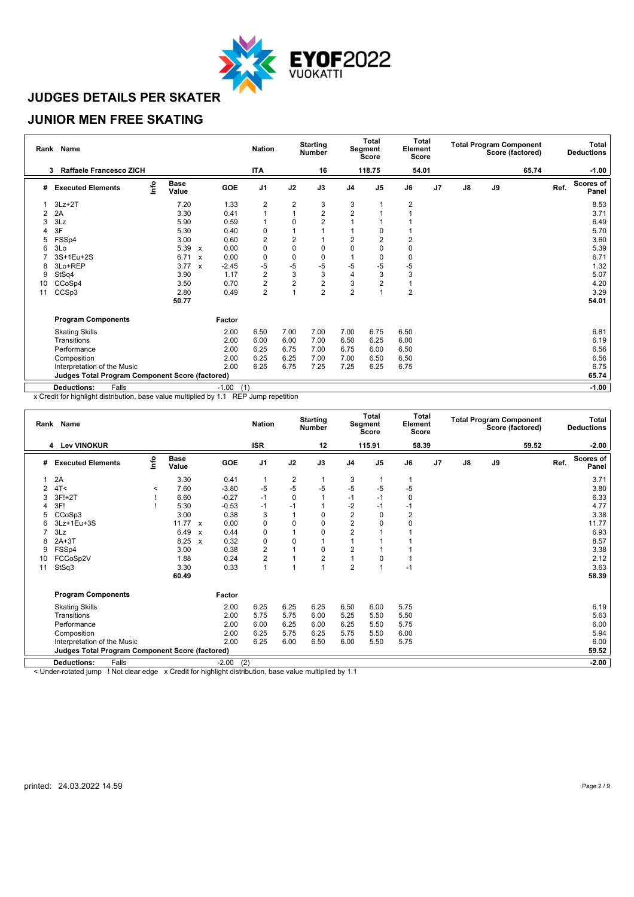# JUDGES DETAILS PER SKATER

## JUNIOR MEN FREE SKATING

| Rank | Name | Nation | Starting Number | Total Segment Score | Total Element Score | Total Program Component Score (factored) | Total Deductions |
|---|---|---|---|---|---|---|---|
| 3 | Raffaele Francesco ZICH | ITA | 16 | 118.75 | 54.01 | 65.74 | -1.00 |

| # | Executed Elements | Info | Base Value | | GOE | J1 | J2 | J3 | J4 | J5 | J6 | J7 | J8 | J9 | Ref. | Scores of Panel |
|---|---|---|---|---|---|---|---|---|---|---|---|---|---|---|---|---|
| 1 | 3Lz+2T | | 7.20 | | 1.33 | 2 | 2 | 3 | 3 | 1 | 2 | | | | | 8.53 |
| 2 | 2A | | 3.30 | | 0.41 | 1 | 1 | 2 | 2 | 1 | 1 | | | | | 3.71 |
| 3 | 3Lz | | 5.90 | | 0.59 | 1 | 0 | 2 | 1 | 1 | 1 | | | | | 6.49 |
| 4 | 3F | | 5.30 | | 0.40 | 0 | 1 | 1 | 1 | 0 | 1 | | | | | 5.70 |
| 5 | FSSp4 | | 3.00 | | 0.60 | 2 | 2 | 1 | 2 | 2 | 2 | | | | | 3.60 |
| 6 | 3Lo | | 5.39 | x | 0.00 | 0 | 0 | 0 | 0 | 0 | 0 | | | | | 5.39 |
| 7 | 3S+1Eu+2S | | 6.71 | x | 0.00 | 0 | 0 | 0 | 1 | 0 | 0 | | | | | 6.71 |
| 8 | 3Lo+REP | | 3.77 | x | -2.45 | -5 | -5 | -5 | -5 | -5 | -5 | | | | | 1.32 |
| 9 | StSq4 | | 3.90 | | 1.17 | 2 | 3 | 3 | 4 | 3 | 3 | | | | | 5.07 |
| 10 | CCoSp4 | | 3.50 | | 0.70 | 2 | 2 | 2 | 3 | 2 | 1 | | | | | 4.20 |
| 11 | CCSp3 | | 2.80 | | 0.49 | 2 | 1 | 2 | 2 | 1 | 2 | | | | | 3.29 |
| | | | 50.77 | | | | | | | | | | | | | 54.01 |

| Program Components | Factor | J1 | J2 | J3 | J4 | J5 | J6 | J7 | J8 | J9 | Scores of Panel |
|---|---|---|---|---|---|---|---|---|---|---|---|
| Skating Skills | 2.00 | 6.50 | 7.00 | 7.00 | 7.00 | 6.75 | 6.50 | | | | 6.81 |
| Transitions | 2.00 | 6.00 | 6.00 | 7.00 | 6.50 | 6.25 | 6.00 | | | | 6.19 |
| Performance | 2.00 | 6.25 | 6.75 | 7.00 | 6.75 | 6.00 | 6.50 | | | | 6.56 |
| Composition | 2.00 | 6.25 | 6.25 | 7.00 | 7.00 | 6.50 | 6.50 | | | | 6.56 |
| Interpretation of the Music | 2.00 | 6.25 | 6.75 | 7.25 | 7.25 | 6.25 | 6.75 | | | | 6.75 |
| **Judges Total Program Component Score (factored)** | | | | | | | | | | | **65.74** |

| Deductions: | Falls | -1.00 | (1) | -1.00 |
|---|---|---|---|---|

x Credit for highlight distribution, base value multiplied by 1.1   REP Jump repetition

| Rank | Name | Nation | Starting Number | Total Segment Score | Total Element Score | Total Program Component Score (factored) | Total Deductions |
|---|---|---|---|---|---|---|---|
| 4 | Lev VINOKUR | ISR | 12 | 115.91 | 58.39 | 59.52 | -2.00 |

| # | Executed Elements | Info | Base Value | | GOE | J1 | J2 | J3 | J4 | J5 | J6 | J7 | J8 | J9 | Ref. | Scores of Panel |
|---|---|---|---|---|---|---|---|---|---|---|---|---|---|---|---|---|
| 1 | 2A | | 3.30 | | 0.41 | 1 | 2 | 1 | 3 | 1 | 1 | | | | | 3.71 |
| 2 | 4T< | < | 7.60 | | -3.80 | -5 | -5 | -5 | -5 | -5 | -5 | | | | | 3.80 |
| 3 | 3F!+2T | ! | 6.60 | | -0.27 | -1 | 0 | 1 | -1 | -1 | 0 | | | | | 6.33 |
| 4 | 3F! | ! | 5.30 | | -0.53 | -1 | -1 | 1 | -2 | -1 | -1 | | | | | 4.77 |
| 5 | CCoSp3 | | 3.00 | | 0.38 | 3 | 1 | 0 | 2 | 0 | 2 | | | | | 3.38 |
| 6 | 3Lz+1Eu+3S | | 11.77 | x | 0.00 | 0 | 0 | 0 | 2 | 0 | 0 | | | | | 11.77 |
| 7 | 3Lz | | 6.49 | x | 0.44 | 0 | 1 | 0 | 2 | 1 | 1 | | | | | 6.93 |
| 8 | 2A+3T | | 8.25 | x | 0.32 | 0 | 0 | 1 | 1 | 1 | 1 | | | | | 8.57 |
| 9 | FSSp4 | | 3.00 | | 0.38 | 2 | 1 | 0 | 2 | 1 | 1 | | | | | 3.38 |
| 10 | FCCoSp2V | | 1.88 | | 0.24 | 2 | 1 | 2 | 1 | 0 | 1 | | | | | 2.12 |
| 11 | StSq3 | | 3.30 | | 0.33 | 1 | 1 | 1 | 2 | 1 | -1 | | | | | 3.63 |
| | | | 60.49 | | | | | | | | | | | | | 58.39 |

| Program Components | Factor | J1 | J2 | J3 | J4 | J5 | J6 | J7 | J8 | J9 | Scores of Panel |
|---|---|---|---|---|---|---|---|---|---|---|---|
| Skating Skills | 2.00 | 6.25 | 6.25 | 6.25 | 6.50 | 6.00 | 5.75 | | | | 6.19 |
| Transitions | 2.00 | 5.75 | 5.75 | 6.00 | 5.25 | 5.50 | 5.50 | | | | 5.63 |
| Performance | 2.00 | 6.00 | 6.25 | 6.00 | 6.25 | 5.50 | 5.75 | | | | 6.00 |
| Composition | 2.00 | 6.25 | 5.75 | 6.25 | 5.75 | 5.50 | 6.00 | | | | 5.94 |
| Interpretation of the Music | 2.00 | 6.25 | 6.00 | 6.50 | 6.00 | 5.50 | 5.75 | | | | 6.00 |
| **Judges Total Program Component Score (factored)** | | | | | | | | | | | **59.52** |

| Deductions: | Falls | -2.00 | (2) | -2.00 |
|---|---|---|---|---|

< Under-rotated jump   ! Not clear edge   x Credit for highlight distribution, base value multiplied by 1.1

printed: 24.03.2022 14.59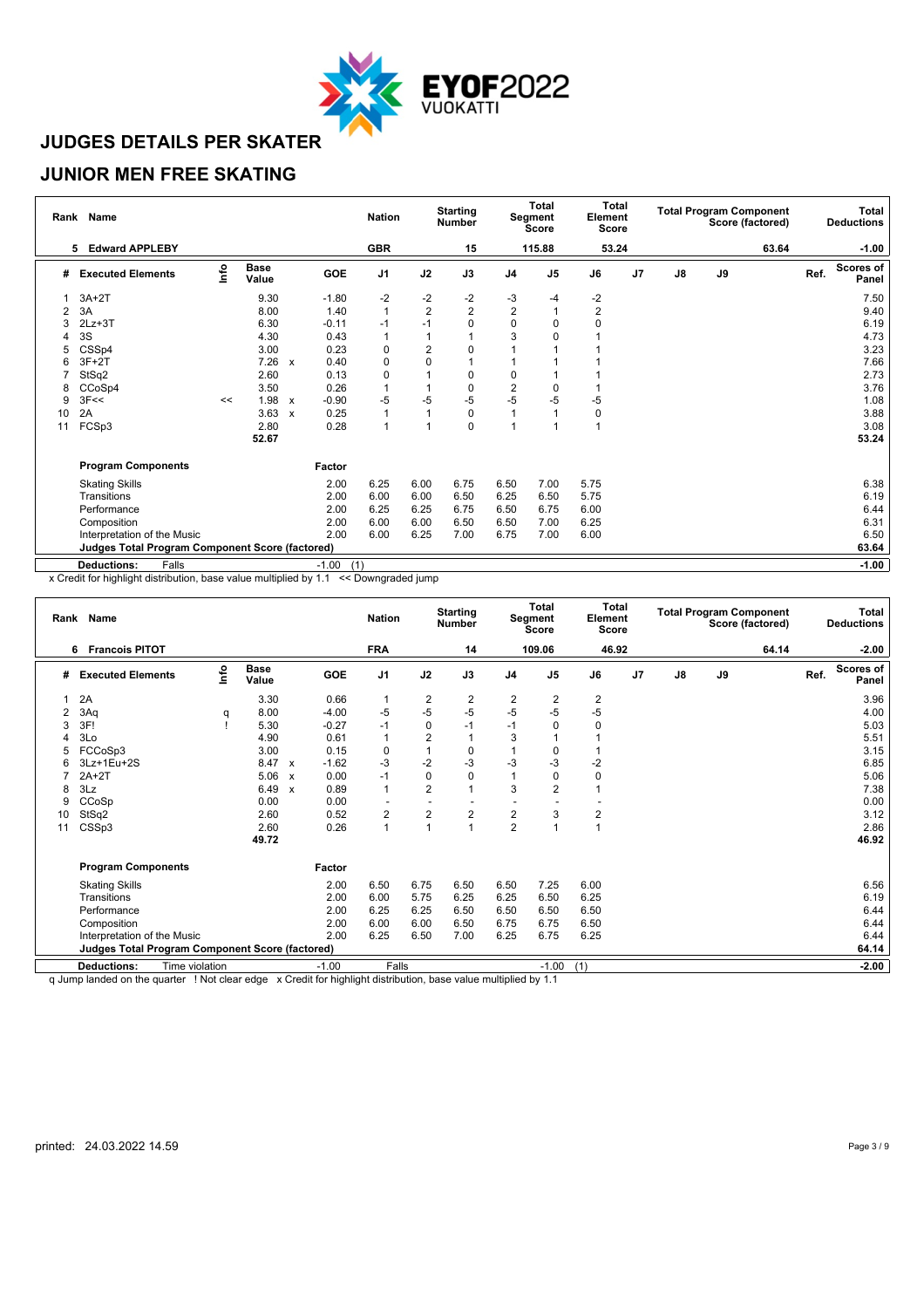# JUDGES DETAILS PER SKATER

## JUNIOR MEN FREE SKATING

| Rank | Name | Nation | Starting Number | Total Segment Score | Total Element Score | Total Program Component Score (factored) | Total Deductions |
|---|---|---|---|---|---|---|---|
| 5 | Edward APPLEBY | GBR | 15 | 115.88 | 53.24 | 63.64 | -1.00 |

| # | Executed Elements | Info | Base Value | | GOE | J1 | J2 | J3 | J4 | J5 | J6 | J7 | J8 | J9 | Ref. | Scores of Panel |
|---|---|---|---|---|---|---|---|---|---|---|---|---|---|---|---|---|
| 1 | 3A+2T | | 9.30 | | -1.80 | -2 | -2 | -2 | -3 | -4 | -2 | | | | | 7.50 |
| 2 | 3A | | 8.00 | | 1.40 | 1 | 2 | 2 | 2 | 1 | 2 | | | | | 9.40 |
| 3 | 2Lz+3T | | 6.30 | | -0.11 | -1 | -1 | 0 | 0 | 0 | 0 | | | | | 6.19 |
| 4 | 3S | | 4.30 | | 0.43 | 1 | 1 | 1 | 3 | 0 | 1 | | | | | 4.73 |
| 5 | CSSp4 | | 3.00 | | 0.23 | 0 | 2 | 0 | 1 | 1 | 1 | | | | | 3.23 |
| 6 | 3F+2T | | 7.26 | x | 0.40 | 0 | 0 | 1 | 1 | 1 | 1 | | | | | 7.66 |
| 7 | StSq2 | | 2.60 | | 0.13 | 0 | 1 | 0 | 0 | 1 | 1 | | | | | 2.73 |
| 8 | CCoSp4 | | 3.50 | | 0.26 | 1 | 1 | 0 | 2 | 0 | 1 | | | | | 3.76 |
| 9 | 3F<< | << | 1.98 | x | -0.90 | -5 | -5 | -5 | -5 | -5 | -5 | | | | | 1.08 |
| 10 | 2A | | 3.63 | x | 0.25 | 1 | 1 | 0 | 1 | 1 | 0 | | | | | 3.88 |
| 11 | FCSp3 | | 2.80 | | 0.28 | 1 | 1 | 0 | 1 | 1 | 1 | | | | | 3.08 |
| | | | 52.67 | | | | | | | | | | | | | 53.24 |
| | **Program Components** | | | | Factor | | | | | | | | | | | |
| | Skating Skills | | | | 2.00 | 6.25 | 6.00 | 6.75 | 6.50 | 7.00 | 5.75 | | | | | 6.38 |
| | Transitions | | | | 2.00 | 6.00 | 6.00 | 6.50 | 6.25 | 6.50 | 5.75 | | | | | 6.19 |
| | Performance | | | | 2.00 | 6.25 | 6.25 | 6.75 | 6.50 | 6.75 | 6.00 | | | | | 6.44 |
| | Composition | | | | 2.00 | 6.00 | 6.00 | 6.50 | 6.50 | 7.00 | 6.25 | | | | | 6.31 |
| | Interpretation of the Music | | | | 2.00 | 6.00 | 6.25 | 7.00 | 6.75 | 7.00 | 6.00 | | | | | 6.50 |
| | **Judges Total Program Component Score (factored)** | | | | | | | | | | | | | | | 63.64 |
| | **Deductions:** Falls | | | | -1.00 (1) | | | | | | | | | | | -1.00 |

x Credit for highlight distribution, base value multiplied by 1.1 << Downgraded jump

| Rank | Name | Nation | Starting Number | Total Segment Score | Total Element Score | Total Program Component Score (factored) | Total Deductions |
|---|---|---|---|---|---|---|---|
| 6 | Francois PITOT | FRA | 14 | 109.06 | 46.92 | 64.14 | -2.00 |

| # | Executed Elements | Info | Base Value | | GOE | J1 | J2 | J3 | J4 | J5 | J6 | J7 | J8 | J9 | Ref. | Scores of Panel |
|---|---|---|---|---|---|---|---|---|---|---|---|---|---|---|---|---|
| 1 | 2A | | 3.30 | | 0.66 | 1 | 2 | 2 | 2 | 2 | 2 | | | | | 3.96 |
| 2 | 3Aq | q | 8.00 | | -4.00 | -5 | -5 | -5 | -5 | -5 | -5 | | | | | 4.00 |
| 3 | 3F! | ! | 5.30 | | -0.27 | -1 | 0 | -1 | -1 | 0 | 0 | | | | | 5.03 |
| 4 | 3Lo | | 4.90 | | 0.61 | 1 | 2 | 1 | 3 | 1 | 1 | | | | | 5.51 |
| 5 | FCCoSp3 | | 3.00 | | 0.15 | 0 | 1 | 0 | 1 | 0 | 1 | | | | | 3.15 |
| 6 | 3Lz+1Eu+2S | | 8.47 | x | -1.62 | -3 | -2 | -3 | -3 | -3 | -2 | | | | | 6.85 |
| 7 | 2A+2T | | 5.06 | x | 0.00 | -1 | 0 | 0 | 1 | 0 | 0 | | | | | 5.06 |
| 8 | 3Lz | | 6.49 | x | 0.89 | 1 | 2 | 1 | 3 | 2 | 1 | | | | | 7.38 |
| 9 | CCoSp | | 0.00 | | 0.00 | - | - | - | - | - | - | | | | | 0.00 |
| 10 | StSq2 | | 2.60 | | 0.52 | 2 | 2 | 2 | 2 | 3 | 2 | | | | | 3.12 |
| 11 | CSSp3 | | 2.60 | | 0.26 | 1 | 1 | 1 | 2 | 1 | 1 | | | | | 2.86 |
| | | | 49.72 | | | | | | | | | | | | | 46.92 |
| | **Program Components** | | | | Factor | | | | | | | | | | | |
| | Skating Skills | | | | 2.00 | 6.50 | 6.75 | 6.50 | 6.50 | 7.25 | 6.00 | | | | | 6.56 |
| | Transitions | | | | 2.00 | 6.00 | 5.75 | 6.25 | 6.25 | 6.50 | 6.25 | | | | | 6.19 |
| | Performance | | | | 2.00 | 6.25 | 6.25 | 6.50 | 6.50 | 6.50 | 6.50 | | | | | 6.44 |
| | Composition | | | | 2.00 | 6.00 | 6.00 | 6.50 | 6.75 | 6.75 | 6.50 | | | | | 6.44 |
| | Interpretation of the Music | | | | 2.00 | 6.25 | 6.50 | 7.00 | 6.25 | 6.75 | 6.25 | | | | | 6.44 |
| | **Judges Total Program Component Score (factored)** | | | | | | | | | | | | | | | 64.14 |
| | **Deductions:** Time violation | | | | -1.00 | Falls | | | | -1.00 (1) | | | | | | -2.00 |

q Jump landed on the quarter ! Not clear edge x Credit for highlight distribution, base value multiplied by 1.1

printed: 24.03.2022 14.59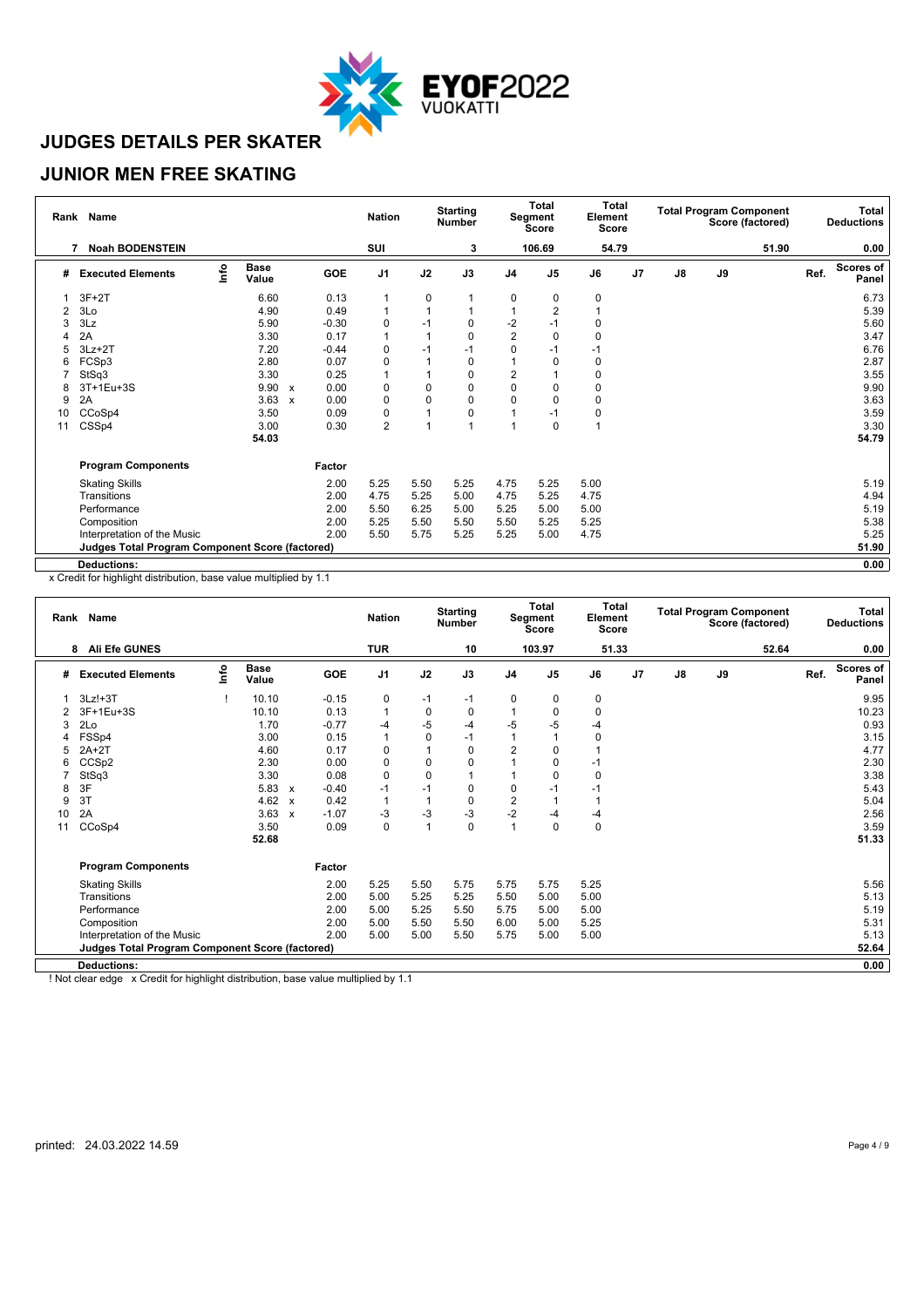# JUDGES DETAILS PER SKATER

## JUNIOR MEN FREE SKATING

| Rank | Name | Nation | Starting Number | Total Segment Score | Total Element Score | Total Program Component Score (factored) | Total Deductions |
|---|---|---|---|---|---|---|---|
| 7 | Noah BODENSTEIN | SUI | 3 | 106.69 | 54.79 | 51.90 | 0.00 |

| # | Executed Elements | Info | Base Value | | GOE | J1 | J2 | J3 | J4 | J5 | J6 | J7 | J8 | J9 | Ref. | Scores of Panel |
|---|---|---|---|---|---|---|---|---|---|---|---|---|---|---|---|---|
| 1 | 3F+2T | | 6.60 | | 0.13 | 1 | 0 | 1 | 0 | 0 | 0 | | | | | 6.73 |
| 2 | 3Lo | | 4.90 | | 0.49 | 1 | 1 | 1 | 1 | 2 | 1 | | | | | 5.39 |
| 3 | 3Lz | | 5.90 | | -0.30 | 0 | -1 | 0 | -2 | -1 | 0 | | | | | 5.60 |
| 4 | 2A | | 3.30 | | 0.17 | 1 | 1 | 0 | 2 | 0 | 0 | | | | | 3.47 |
| 5 | 3Lz+2T | | 7.20 | | -0.44 | 0 | -1 | -1 | 0 | -1 | -1 | | | | | 6.76 |
| 6 | FCSp3 | | 2.80 | | 0.07 | 0 | 1 | 0 | 1 | 0 | 0 | | | | | 2.87 |
| 7 | StSq3 | | 3.30 | | 0.25 | 1 | 1 | 0 | 2 | 1 | 0 | | | | | 3.55 |
| 8 | 3T+1Eu+3S | | 9.90 | x | 0.00 | 0 | 0 | 0 | 0 | 0 | 0 | | | | | 9.90 |
| 9 | 2A | | 3.63 | x | 0.00 | 0 | 0 | 0 | 0 | 0 | 0 | | | | | 3.63 |
| 10 | CCoSp4 | | 3.50 | | 0.09 | 0 | 1 | 0 | 1 | -1 | 0 | | | | | 3.59 |
| 11 | CSSp4 | | 3.00 | | 0.30 | 2 | 1 | 1 | 1 | 0 | 1 | | | | | 3.30 |
| | | | 54.03 | | | | | | | | | | | | | 54.79 |

| Program Components | Factor | J1 | J2 | J3 | J4 | J5 | J6 | J7 | J8 | J9 | Scores of Panel |
|---|---|---|---|---|---|---|---|---|---|---|---|
| Skating Skills | 2.00 | 5.25 | 5.50 | 5.25 | 4.75 | 5.25 | 5.00 | | | | 5.19 |
| Transitions | 2.00 | 4.75 | 5.25 | 5.00 | 4.75 | 5.25 | 4.75 | | | | 4.94 |
| Performance | 2.00 | 5.50 | 6.25 | 5.00 | 5.25 | 5.00 | 5.00 | | | | 5.19 |
| Composition | 2.00 | 5.25 | 5.50 | 5.50 | 5.50 | 5.25 | 5.25 | | | | 5.38 |
| Interpretation of the Music | 2.00 | 5.50 | 5.75 | 5.25 | 5.25 | 5.00 | 4.75 | | | | 5.25 |
| **Judges Total Program Component Score (factored)** | | | | | | | | | | | **51.90** |
| **Deductions:** | | | | | | | | | | | **0.00** |

x Credit for highlight distribution, base value multiplied by 1.1

| Rank | Name | Nation | Starting Number | Total Segment Score | Total Element Score | Total Program Component Score (factored) | Total Deductions |
|---|---|---|---|---|---|---|---|
| 8 | Ali Efe GUNES | TUR | 10 | 103.97 | 51.33 | 52.64 | 0.00 |

| # | Executed Elements | Info | Base Value | | GOE | J1 | J2 | J3 | J4 | J5 | J6 | J7 | J8 | J9 | Ref. | Scores of Panel |
|---|---|---|---|---|---|---|---|---|---|---|---|---|---|---|---|---|
| 1 | 3Lz!+3T | ! | 10.10 | | -0.15 | 0 | -1 | -1 | 0 | 0 | 0 | | | | | 9.95 |
| 2 | 3F+1Eu+3S | | 10.10 | | 0.13 | 1 | 0 | 0 | 1 | 0 | 0 | | | | | 10.23 |
| 3 | 2Lo | | 1.70 | | -0.77 | -4 | -5 | -4 | -5 | -5 | -4 | | | | | 0.93 |
| 4 | FSSp4 | | 3.00 | | 0.15 | 1 | 0 | -1 | 1 | 1 | 0 | | | | | 3.15 |
| 5 | 2A+2T | | 4.60 | | 0.17 | 0 | 1 | 0 | 2 | 0 | 1 | | | | | 4.77 |
| 6 | CCSp2 | | 2.30 | | 0.00 | 0 | 0 | 0 | 1 | 0 | -1 | | | | | 2.30 |
| 7 | StSq3 | | 3.30 | | 0.08 | 0 | 0 | 1 | 1 | 0 | 0 | | | | | 3.38 |
| 8 | 3F | | 5.83 | x | -0.40 | -1 | -1 | 0 | 0 | -1 | -1 | | | | | 5.43 |
| 9 | 3T | | 4.62 | x | 0.42 | 1 | 1 | 0 | 2 | 1 | 1 | | | | | 5.04 |
| 10 | 2A | | 3.63 | x | -1.07 | -3 | -3 | -3 | -2 | -4 | -4 | | | | | 2.56 |
| 11 | CCoSp4 | | 3.50 | | 0.09 | 0 | 1 | 0 | 1 | 0 | 0 | | | | | 3.59 |
| | | | 52.68 | | | | | | | | | | | | | 51.33 |

| Program Components | Factor | J1 | J2 | J3 | J4 | J5 | J6 | J7 | J8 | J9 | Scores of Panel |
|---|---|---|---|---|---|---|---|---|---|---|---|
| Skating Skills | 2.00 | 5.25 | 5.50 | 5.75 | 5.75 | 5.75 | 5.25 | | | | 5.56 |
| Transitions | 2.00 | 5.00 | 5.25 | 5.25 | 5.50 | 5.00 | 5.00 | | | | 5.13 |
| Performance | 2.00 | 5.00 | 5.25 | 5.50 | 5.75 | 5.00 | 5.00 | | | | 5.19 |
| Composition | 2.00 | 5.00 | 5.50 | 5.50 | 6.00 | 5.00 | 5.25 | | | | 5.31 |
| Interpretation of the Music | 2.00 | 5.00 | 5.00 | 5.50 | 5.75 | 5.00 | 5.00 | | | | 5.13 |
| **Judges Total Program Component Score (factored)** | | | | | | | | | | | **52.64** |
| **Deductions:** | | | | | | | | | | | **0.00** |

! Not clear edge x Credit for highlight distribution, base value multiplied by 1.1

printed: 24.03.2022 14.59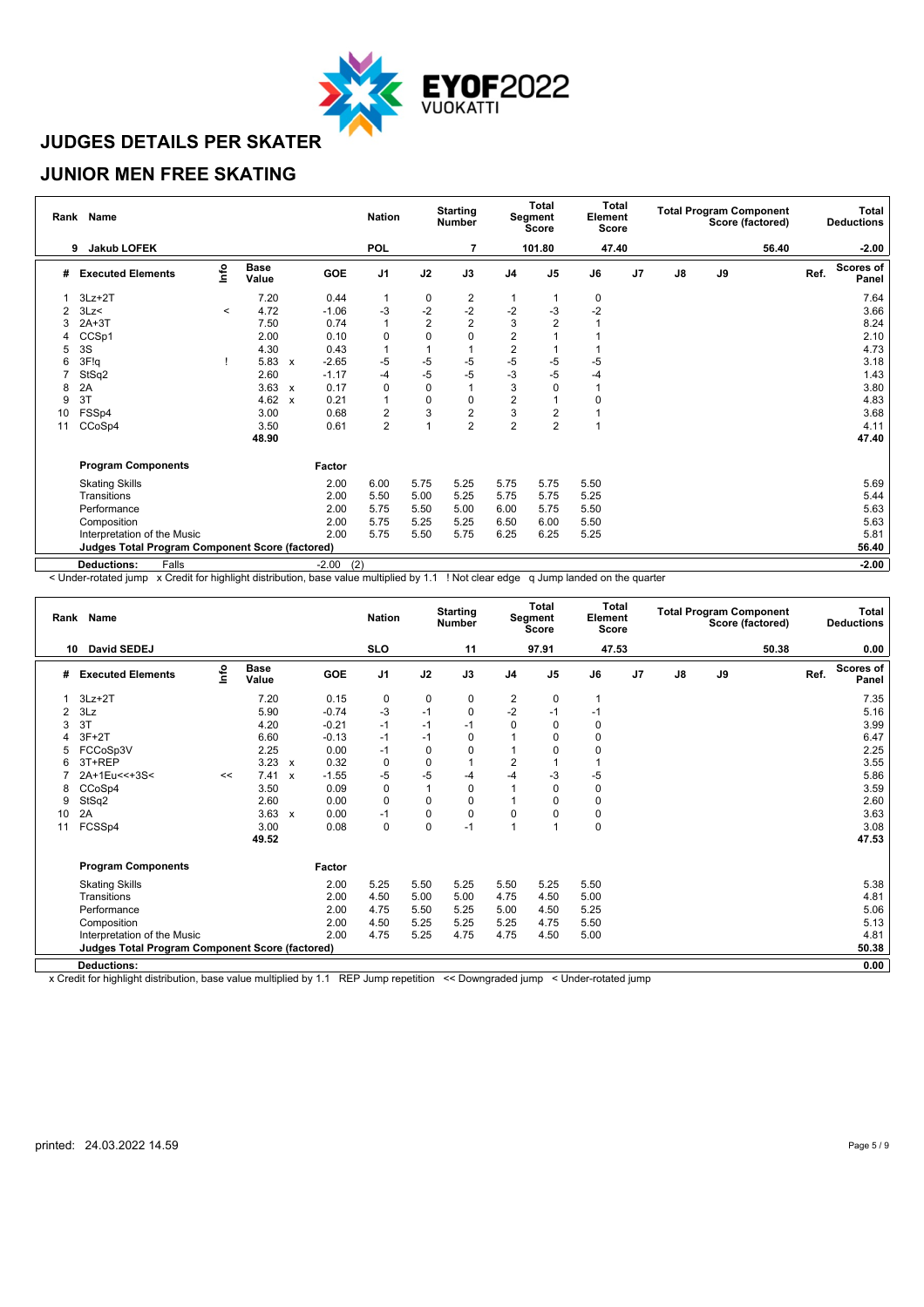# JUDGES DETAILS PER SKATER

## JUNIOR MEN FREE SKATING

| Rank | Name | Nation | Starting Number | Total Segment Score | Total Element Score | Total Program Component Score (factored) | Total Deductions |
|---|---|---|---|---|---|---|---|
| 9 | Jakub LOFEK | POL | 7 | 101.80 | 47.40 | 56.40 | -2.00 |

| # | Executed Elements | Info | Base Value | | GOE | J1 | J2 | J3 | J4 | J5 | J6 | J7 | J8 | J9 | Ref. | Scores of Panel |
|---|---|---|---|---|---|---|---|---|---|---|---|---|---|---|---|---|
| 1 | 3Lz+2T | | 7.20 | | 0.44 | 1 | 0 | 2 | 1 | 1 | 0 | | | | | 7.64 |
| 2 | 3Lz< | < | 4.72 | | -1.06 | -3 | -2 | -2 | -2 | -3 | -2 | | | | | 3.66 |
| 3 | 2A+3T | | 7.50 | | 0.74 | 1 | 2 | 2 | 3 | 2 | 1 | | | | | 8.24 |
| 4 | CCSp1 | | 2.00 | | 0.10 | 0 | 0 | 0 | 2 | 1 | 1 | | | | | 2.10 |
| 5 | 3S | | 4.30 | | 0.43 | 1 | 1 | 1 | 2 | 1 | 1 | | | | | 4.73 |
| 6 | 3F!q | ! | 5.83 | x | -2.65 | -5 | -5 | -5 | -5 | -5 | -5 | | | | | 3.18 |
| 7 | StSq2 | | 2.60 | | -1.17 | -4 | -5 | -5 | -3 | -5 | -4 | | | | | 1.43 |
| 8 | 2A | | 3.63 | x | 0.17 | 0 | 0 | 1 | 3 | 0 | 1 | | | | | 3.80 |
| 9 | 3T | | 4.62 | x | 0.21 | 1 | 0 | 0 | 2 | 1 | 0 | | | | | 4.83 |
| 10 | FSSp4 | | 3.00 | | 0.68 | 2 | 3 | 2 | 3 | 2 | 1 | | | | | 3.68 |
| 11 | CCoSp4 | | 3.50 | | 0.61 | 2 | 1 | 2 | 2 | 2 | 1 | | | | | 4.11 |
| | | | 48.90 | | | | | | | | | | | | | 47.40 |
| | **Program Components** | | | | Factor | | | | | | | | | | | |
| | Skating Skills | | | | 2.00 | 6.00 | 5.75 | 5.25 | 5.75 | 5.75 | 5.50 | | | | | 5.69 |
| | Transitions | | | | 2.00 | 5.50 | 5.00 | 5.25 | 5.75 | 5.75 | 5.25 | | | | | 5.44 |
| | Performance | | | | 2.00 | 5.75 | 5.50 | 5.00 | 6.00 | 5.75 | 5.50 | | | | | 5.63 |
| | Composition | | | | 2.00 | 5.75 | 5.25 | 5.25 | 6.50 | 6.00 | 5.50 | | | | | 5.63 |
| | Interpretation of the Music | | | | 2.00 | 5.75 | 5.50 | 5.75 | 6.25 | 6.25 | 5.25 | | | | | 5.81 |
| | **Judges Total Program Component Score (factored)** | | | | | | | | | | | | | | | 56.40 |
| | **Deductions:** Falls | | | | -2.00 (2) | | | | | | | | | | | -2.00 |

< Under-rotated jump x Credit for highlight distribution, base value multiplied by 1.1 ! Not clear edge q Jump landed on the quarter

| Rank | Name | Nation | Starting Number | Total Segment Score | Total Element Score | Total Program Component Score (factored) | Total Deductions |
|---|---|---|---|---|---|---|---|
| 10 | David SEDEJ | SLO | 11 | 97.91 | 47.53 | 50.38 | 0.00 |

| # | Executed Elements | Info | Base Value | | GOE | J1 | J2 | J3 | J4 | J5 | J6 | J7 | J8 | J9 | Ref. | Scores of Panel |
|---|---|---|---|---|---|---|---|---|---|---|---|---|---|---|---|---|
| 1 | 3Lz+2T | | 7.20 | | 0.15 | 0 | 0 | 0 | 2 | 0 | 1 | | | | | 7.35 |
| 2 | 3Lz | | 5.90 | | -0.74 | -3 | -1 | 0 | -2 | -1 | -1 | | | | | 5.16 |
| 3 | 3T | | 4.20 | | -0.21 | -1 | -1 | -1 | 0 | 0 | 0 | | | | | 3.99 |
| 4 | 3F+2T | | 6.60 | | -0.13 | -1 | -1 | 0 | 1 | 0 | 0 | | | | | 6.47 |
| 5 | FCCoSp3V | | 2.25 | | 0.00 | -1 | 0 | 0 | 1 | 0 | 0 | | | | | 2.25 |
| 6 | 3T+REP | | 3.23 | x | 0.32 | 0 | 0 | 1 | 2 | 1 | 1 | | | | | 3.55 |
| 7 | 2A+1Eu<<+3S< | << | 7.41 | x | -1.55 | -5 | -5 | -4 | -4 | -3 | -5 | | | | | 5.86 |
| 8 | CCoSp4 | | 3.50 | | 0.09 | 0 | 1 | 0 | 1 | 0 | 0 | | | | | 3.59 |
| 9 | StSq2 | | 2.60 | | 0.00 | 0 | 0 | 0 | 1 | 0 | 0 | | | | | 2.60 |
| 10 | 2A | | 3.63 | x | 0.00 | -1 | 0 | 0 | 0 | 0 | 0 | | | | | 3.63 |
| 11 | FCSSp4 | | 3.00 | | 0.08 | 0 | 0 | -1 | 1 | 1 | 0 | | | | | 3.08 |
| | | | 49.52 | | | | | | | | | | | | | 47.53 |
| | **Program Components** | | | | Factor | | | | | | | | | | | |
| | Skating Skills | | | | 2.00 | 5.25 | 5.50 | 5.25 | 5.50 | 5.25 | 5.50 | | | | | 5.38 |
| | Transitions | | | | 2.00 | 4.50 | 5.00 | 5.00 | 4.75 | 4.50 | 5.00 | | | | | 4.81 |
| | Performance | | | | 2.00 | 4.75 | 5.50 | 5.25 | 5.00 | 4.50 | 5.25 | | | | | 5.06 |
| | Composition | | | | 2.00 | 4.50 | 5.25 | 5.25 | 5.25 | 4.75 | 5.50 | | | | | 5.13 |
| | Interpretation of the Music | | | | 2.00 | 4.75 | 5.25 | 4.75 | 4.75 | 4.50 | 5.00 | | | | | 4.81 |
| | **Judges Total Program Component Score (factored)** | | | | | | | | | | | | | | | 50.38 |
| | **Deductions:** | | | | | | | | | | | | | | | 0.00 |

x Credit for highlight distribution, base value multiplied by 1.1 REP Jump repetition << Downgraded jump < Under-rotated jump

printed: 24.03.2022 14.59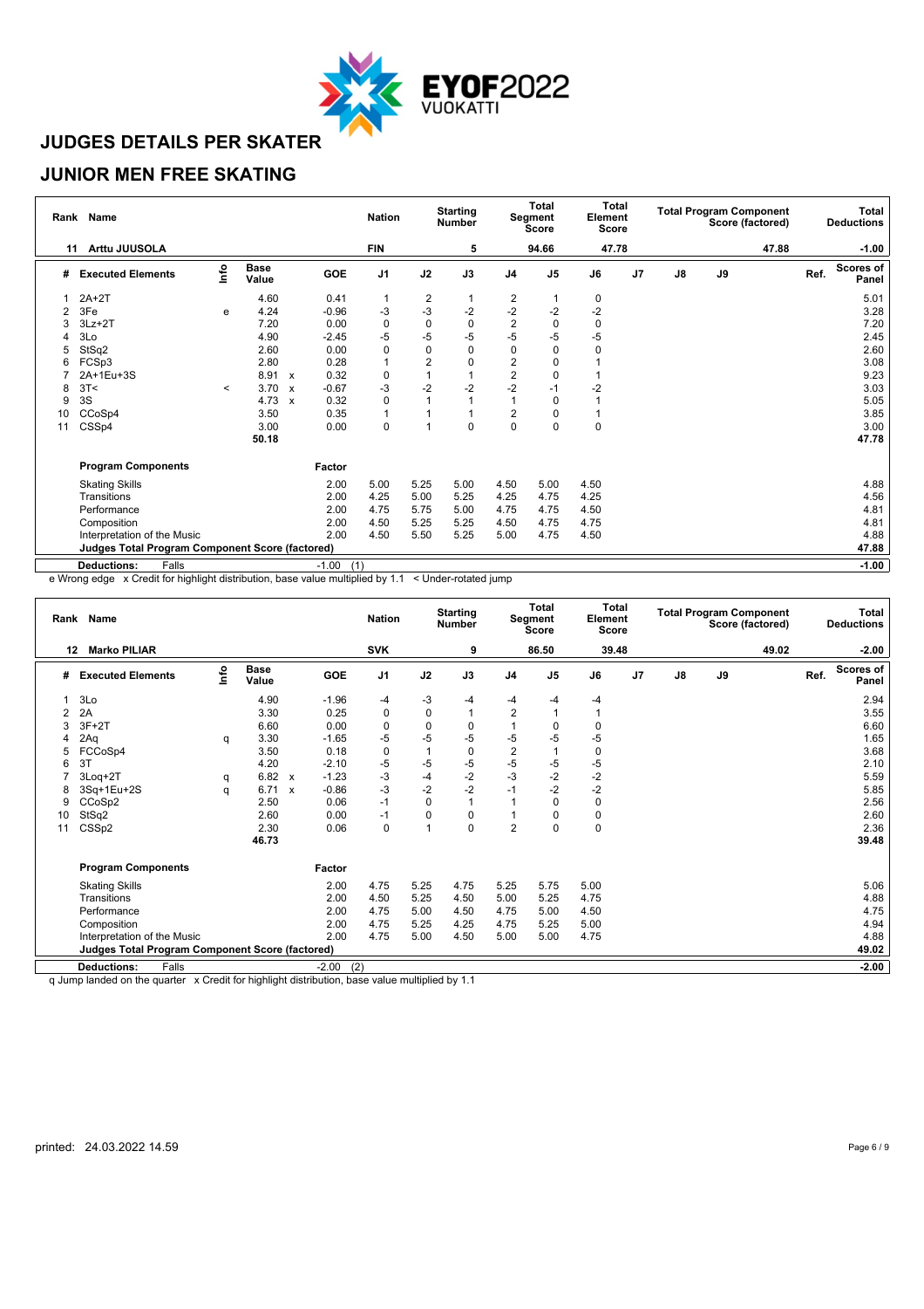# JUDGES DETAILS PER SKATER

## JUNIOR MEN FREE SKATING

| Rank | Name | Nation | Starting Number | Total Segment Score | Total Element Score | Total Program Component Score (factored) | Total Deductions |
|---|---|---|---|---|---|---|---|
| 11 | Arttu JUUSOLA | FIN | 5 | 94.66 | 47.78 | 47.88 | -1.00 |

| # | Executed Elements | Info | Base Value | | GOE | J1 | J2 | J3 | J4 | J5 | J6 | J7 | J8 | J9 | Ref. | Scores of Panel |
|---|---|---|---|---|---|---|---|---|---|---|---|---|---|---|---|---|
| 1 | 2A+2T | | 4.60 | | 0.41 | 1 | 2 | 1 | 2 | 1 | 0 | | | | | 5.01 |
| 2 | 3Fe | e | 4.24 | | -0.96 | -3 | -3 | -2 | -2 | -2 | -2 | | | | | 3.28 |
| 3 | 3Lz+2T | | 7.20 | | 0.00 | 0 | 0 | 0 | 2 | 0 | 0 | | | | | 7.20 |
| 4 | 3Lo | | 4.90 | | -2.45 | -5 | -5 | -5 | -5 | -5 | -5 | | | | | 2.45 |
| 5 | StSq2 | | 2.60 | | 0.00 | 0 | 0 | 0 | 0 | 0 | 0 | | | | | 2.60 |
| 6 | FCSp3 | | 2.80 | | 0.28 | 1 | 2 | 0 | 2 | 0 | 1 | | | | | 3.08 |
| 7 | 2A+1Eu+3S | | 8.91 | x | 0.32 | 0 | 1 | 1 | 2 | 0 | 1 | | | | | 9.23 |
| 8 | 3T< | < | 3.70 | x | -0.67 | -3 | -2 | -2 | -2 | -1 | -2 | | | | | 3.03 |
| 9 | 3S | | 4.73 | x | 0.32 | 0 | 1 | 1 | 1 | 0 | 1 | | | | | 5.05 |
| 10 | CCoSp4 | | 3.50 | | 0.35 | 1 | 1 | 1 | 2 | 0 | 1 | | | | | 3.85 |
| 11 | CSSp4 | | 3.00 | | 0.00 | 0 | 1 | 0 | 0 | 0 | 0 | | | | | 3.00 |
| | | | 50.18 | | | | | | | | | | | | | 47.78 |

| Program Components | Factor | J1 | J2 | J3 | J4 | J5 | J6 | J7 | J8 | J9 | Scores of Panel |
|---|---|---|---|---|---|---|---|---|---|---|---|
| Skating Skills | 2.00 | 5.00 | 5.25 | 5.00 | 4.50 | 5.00 | 4.50 | | | | 4.88 |
| Transitions | 2.00 | 4.25 | 5.00 | 5.25 | 4.25 | 4.75 | 4.25 | | | | 4.56 |
| Performance | 2.00 | 4.75 | 5.75 | 5.00 | 4.75 | 4.75 | 4.50 | | | | 4.81 |
| Composition | 2.00 | 4.50 | 5.25 | 5.25 | 4.50 | 4.75 | 4.75 | | | | 4.81 |
| Interpretation of the Music | 2.00 | 4.50 | 5.50 | 5.25 | 5.00 | 4.75 | 4.50 | | | | 4.88 |
| **Judges Total Program Component Score (factored)** | | | | | | | | | | | **47.88** |
| **Deductions:** Falls | -1.00 (1) | | | | | | | | | | **-1.00** |

e Wrong edge x Credit for highlight distribution, base value multiplied by 1.1 < Under-rotated jump

| Rank | Name | Nation | Starting Number | Total Segment Score | Total Element Score | Total Program Component Score (factored) | Total Deductions |
|---|---|---|---|---|---|---|---|
| 12 | Marko PILIAR | SVK | 9 | 86.50 | 39.48 | 49.02 | -2.00 |

| # | Executed Elements | Info | Base Value | | GOE | J1 | J2 | J3 | J4 | J5 | J6 | J7 | J8 | J9 | Ref. | Scores of Panel |
|---|---|---|---|---|---|---|---|---|---|---|---|---|---|---|---|---|
| 1 | 3Lo | | 4.90 | | -1.96 | -4 | -3 | -4 | -4 | -4 | -4 | | | | | 2.94 |
| 2 | 2A | | 3.30 | | 0.25 | 0 | 0 | 1 | 2 | 1 | 1 | | | | | 3.55 |
| 3 | 3F+2T | | 6.60 | | 0.00 | 0 | 0 | 0 | 1 | 0 | 0 | | | | | 6.60 |
| 4 | 2Aq | q | 3.30 | | -1.65 | -5 | -5 | -5 | -5 | -5 | -5 | | | | | 1.65 |
| 5 | FCCoSp4 | | 3.50 | | 0.18 | 0 | 1 | 0 | 2 | 1 | 0 | | | | | 3.68 |
| 6 | 3T | | 4.20 | | -2.10 | -5 | -5 | -5 | -5 | -5 | -5 | | | | | 2.10 |
| 7 | 3Loq+2T | q | 6.82 | x | -1.23 | -3 | -4 | -2 | -3 | -2 | -2 | | | | | 5.59 |
| 8 | 3Sq+1Eu+2S | q | 6.71 | x | -0.86 | -3 | -2 | -2 | -1 | -2 | -2 | | | | | 5.85 |
| 9 | CCoSp2 | | 2.50 | | 0.06 | -1 | 0 | 1 | 1 | 0 | 0 | | | | | 2.56 |
| 10 | StSq2 | | 2.60 | | 0.00 | -1 | 0 | 0 | 1 | 0 | 0 | | | | | 2.60 |
| 11 | CSSp2 | | 2.30 | | 0.06 | 0 | 1 | 0 | 2 | 0 | 0 | | | | | 2.36 |
| | | | 46.73 | | | | | | | | | | | | | 39.48 |

| Program Components | Factor | J1 | J2 | J3 | J4 | J5 | J6 | J7 | J8 | J9 | Scores of Panel |
|---|---|---|---|---|---|---|---|---|---|---|---|
| Skating Skills | 2.00 | 4.75 | 5.25 | 4.75 | 5.25 | 5.75 | 5.00 | | | | 5.06 |
| Transitions | 2.00 | 4.50 | 5.25 | 4.50 | 5.00 | 5.25 | 4.75 | | | | 4.88 |
| Performance | 2.00 | 4.75 | 5.00 | 4.50 | 4.75 | 5.00 | 4.50 | | | | 4.75 |
| Composition | 2.00 | 4.75 | 5.25 | 4.25 | 4.75 | 5.25 | 5.00 | | | | 4.94 |
| Interpretation of the Music | 2.00 | 4.75 | 5.00 | 4.50 | 5.00 | 5.00 | 4.75 | | | | 4.88 |
| **Judges Total Program Component Score (factored)** | | | | | | | | | | | **49.02** |
| **Deductions:** Falls | -2.00 (2) | | | | | | | | | | **-2.00** |

q Jump landed on the quarter x Credit for highlight distribution, base value multiplied by 1.1

printed: 24.03.2022 14.59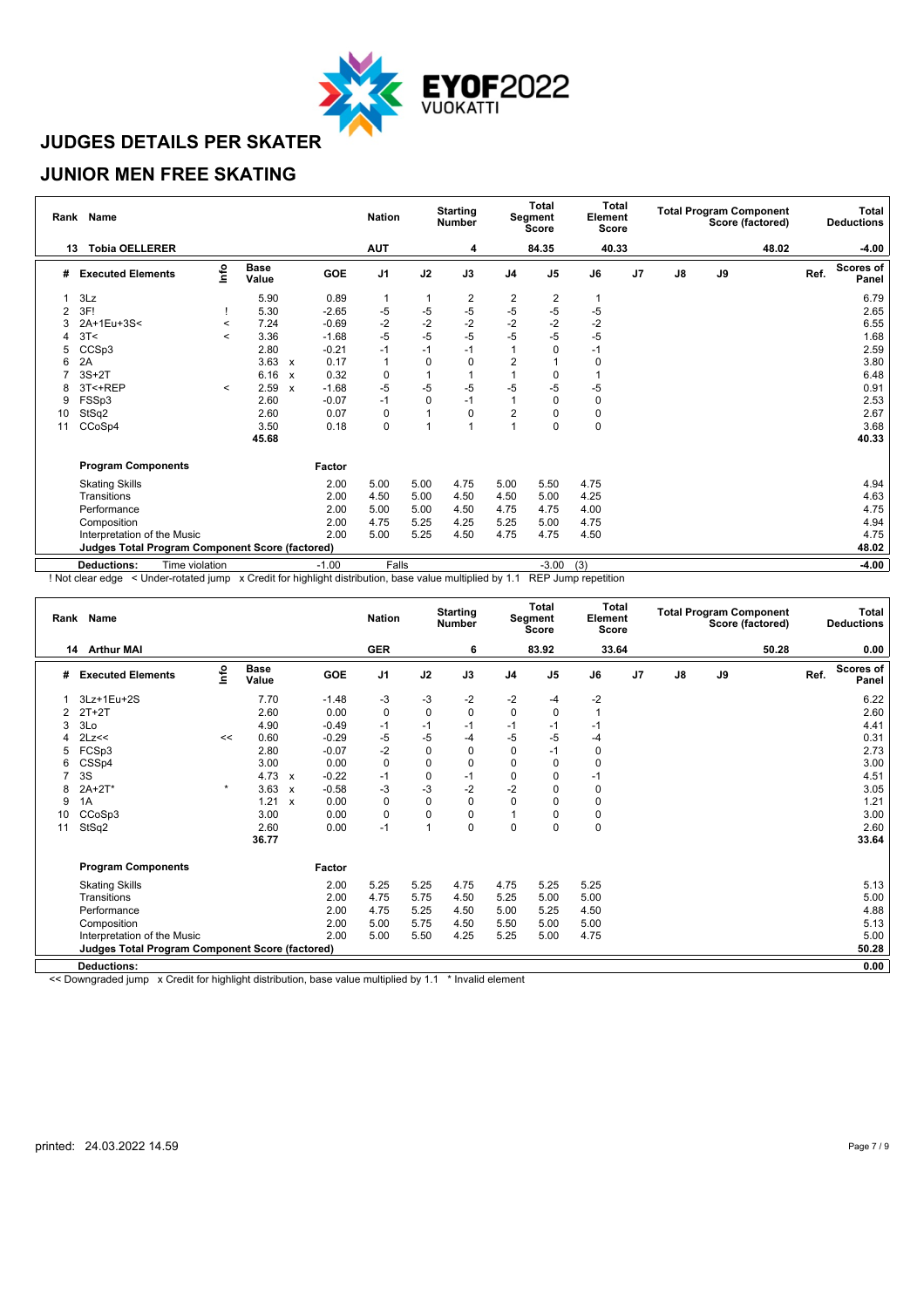# JUDGES DETAILS PER SKATER

## JUNIOR MEN FREE SKATING

| Rank | Name | Nation | Starting Number | Total Segment Score | Total Element Score | Total Program Component Score (factored) | Total Deductions |
|---|---|---|---|---|---|---|---|
| 13 | Tobia OELLERER | AUT | 4 | 84.35 | 40.33 | 48.02 | -4.00 |

| # | Executed Elements | Info | Base Value | | GOE | J1 | J2 | J3 | J4 | J5 | J6 | J7 | J8 | J9 | Ref. | Scores of Panel |
|---|---|---|---|---|---|---|---|---|---|---|---|---|---|---|---|---|
| 1 | 3Lz | | 5.90 | | 0.89 | 1 | 1 | 2 | 2 | 2 | 1 | | | | | 6.79 |
| 2 | 3F! | ! | 5.30 | | -2.65 | -5 | -5 | -5 | -5 | -5 | -5 | | | | | 2.65 |
| 3 | 2A+1Eu+3S< | < | 7.24 | | -0.69 | -2 | -2 | -2 | -2 | -2 | -2 | | | | | 6.55 |
| 4 | 3T< | < | 3.36 | | -1.68 | -5 | -5 | -5 | -5 | -5 | -5 | | | | | 1.68 |
| 5 | CCSp3 | | 2.80 | | -0.21 | -1 | -1 | -1 | 1 | 0 | -1 | | | | | 2.59 |
| 6 | 2A | | 3.63 | x | 0.17 | 1 | 0 | 0 | 2 | 1 | 0 | | | | | 3.80 |
| 7 | 3S+2T | | 6.16 | x | 0.32 | 0 | 1 | 1 | 1 | 0 | 1 | | | | | 6.48 |
| 8 | 3T<+REP | < | 2.59 | x | -1.68 | -5 | -5 | -5 | -5 | -5 | -5 | | | | | 0.91 |
| 9 | FSSp3 | | 2.60 | | -0.07 | -1 | 0 | -1 | 1 | 0 | 0 | | | | | 2.53 |
| 10 | StSq2 | | 2.60 | | 0.07 | 0 | 1 | 0 | 2 | 0 | 0 | | | | | 2.67 |
| 11 | CCoSp4 | | 3.50 | | 0.18 | 0 | 1 | 1 | 1 | 0 | 0 | | | | | 3.68 |
| | | | 45.68 | | | | | | | | | | | | | 40.33 |

| Program Components | Factor | J1 | J2 | J3 | J4 | J5 | J6 | J7 | J8 | J9 | Ref. | Scores of Panel |
|---|---|---|---|---|---|---|---|---|---|---|---|---|
| Skating Skills | 2.00 | 5.00 | 5.00 | 4.75 | 5.00 | 5.50 | 4.75 | | | | | 4.94 |
| Transitions | 2.00 | 4.50 | 5.00 | 4.50 | 4.50 | 5.00 | 4.25 | | | | | 4.63 |
| Performance | 2.00 | 5.00 | 5.00 | 4.50 | 4.75 | 4.75 | 4.00 | | | | | 4.75 |
| Composition | 2.00 | 4.75 | 5.25 | 4.25 | 5.25 | 5.00 | 4.75 | | | | | 4.94 |
| Interpretation of the Music | 2.00 | 5.00 | 5.25 | 4.50 | 4.75 | 4.75 | 4.50 | | | | | 4.75 |
| **Judges Total Program Component Score (factored)** | | | | | | | | | | | | **48.02** |
| **Deductions:** Time violation | -1.00 | Falls | | | | -3.00 | (3) | | | | | **-4.00** |

! Not clear edge < Under-rotated jump x Credit for highlight distribution, base value multiplied by 1.1 REP Jump repetition

| Rank | Name | Nation | Starting Number | Total Segment Score | Total Element Score | Total Program Component Score (factored) | Total Deductions |
|---|---|---|---|---|---|---|---|
| 14 | Arthur MAI | GER | 6 | 83.92 | 33.64 | 50.28 | 0.00 |

| # | Executed Elements | Info | Base Value | | GOE | J1 | J2 | J3 | J4 | J5 | J6 | J7 | J8 | J9 | Ref. | Scores of Panel |
|---|---|---|---|---|---|---|---|---|---|---|---|---|---|---|---|---|
| 1 | 3Lz+1Eu+2S | | 7.70 | | -1.48 | -3 | -3 | -2 | -2 | -4 | -2 | | | | | 6.22 |
| 2 | 2T+2T | | 2.60 | | 0.00 | 0 | 0 | 0 | 0 | 0 | 1 | | | | | 2.60 |
| 3 | 3Lo | | 4.90 | | -0.49 | -1 | -1 | -1 | -1 | -1 | -1 | | | | | 4.41 |
| 4 | 2Lz<< | << | 0.60 | | -0.29 | -5 | -5 | -4 | -5 | -5 | -4 | | | | | 0.31 |
| 5 | FCSp3 | | 2.80 | | -0.07 | -2 | 0 | 0 | 0 | -1 | 0 | | | | | 2.73 |
| 6 | CSSp4 | | 3.00 | | 0.00 | 0 | 0 | 0 | 0 | 0 | 0 | | | | | 3.00 |
| 7 | 3S | | 4.73 | x | -0.22 | -1 | 0 | -1 | 0 | 0 | -1 | | | | | 4.51 |
| 8 | 2A+2T* | * | 3.63 | x | -0.58 | -3 | -3 | -2 | -2 | 0 | 0 | | | | | 3.05 |
| 9 | 1A | | 1.21 | x | 0.00 | 0 | 0 | 0 | 0 | 0 | 0 | | | | | 1.21 |
| 10 | CCoSp3 | | 3.00 | | 0.00 | 0 | 0 | 0 | 1 | 0 | 0 | | | | | 3.00 |
| 11 | StSq2 | | 2.60 | | 0.00 | -1 | 1 | 0 | 0 | 0 | 0 | | | | | 2.60 |
| | | | 36.77 | | | | | | | | | | | | | 33.64 |

| Program Components | Factor | J1 | J2 | J3 | J4 | J5 | J6 | J7 | J8 | J9 | Ref. | Scores of Panel |
|---|---|---|---|---|---|---|---|---|---|---|---|---|
| Skating Skills | 2.00 | 5.25 | 5.25 | 4.75 | 4.75 | 5.25 | 5.25 | | | | | 5.13 |
| Transitions | 2.00 | 4.75 | 5.75 | 4.50 | 5.25 | 5.00 | 5.00 | | | | | 5.00 |
| Performance | 2.00 | 4.75 | 5.25 | 4.50 | 5.00 | 5.25 | 4.50 | | | | | 4.88 |
| Composition | 2.00 | 5.00 | 5.75 | 4.50 | 5.50 | 5.00 | 5.00 | | | | | 5.13 |
| Interpretation of the Music | 2.00 | 5.00 | 5.50 | 4.25 | 5.25 | 5.00 | 4.75 | | | | | 5.00 |
| **Judges Total Program Component Score (factored)** | | | | | | | | | | | | **50.28** |
| **Deductions:** | | | | | | | | | | | | **0.00** |

<< Downgraded jump x Credit for highlight distribution, base value multiplied by 1.1 * Invalid element

printed: 24.03.2022 14.59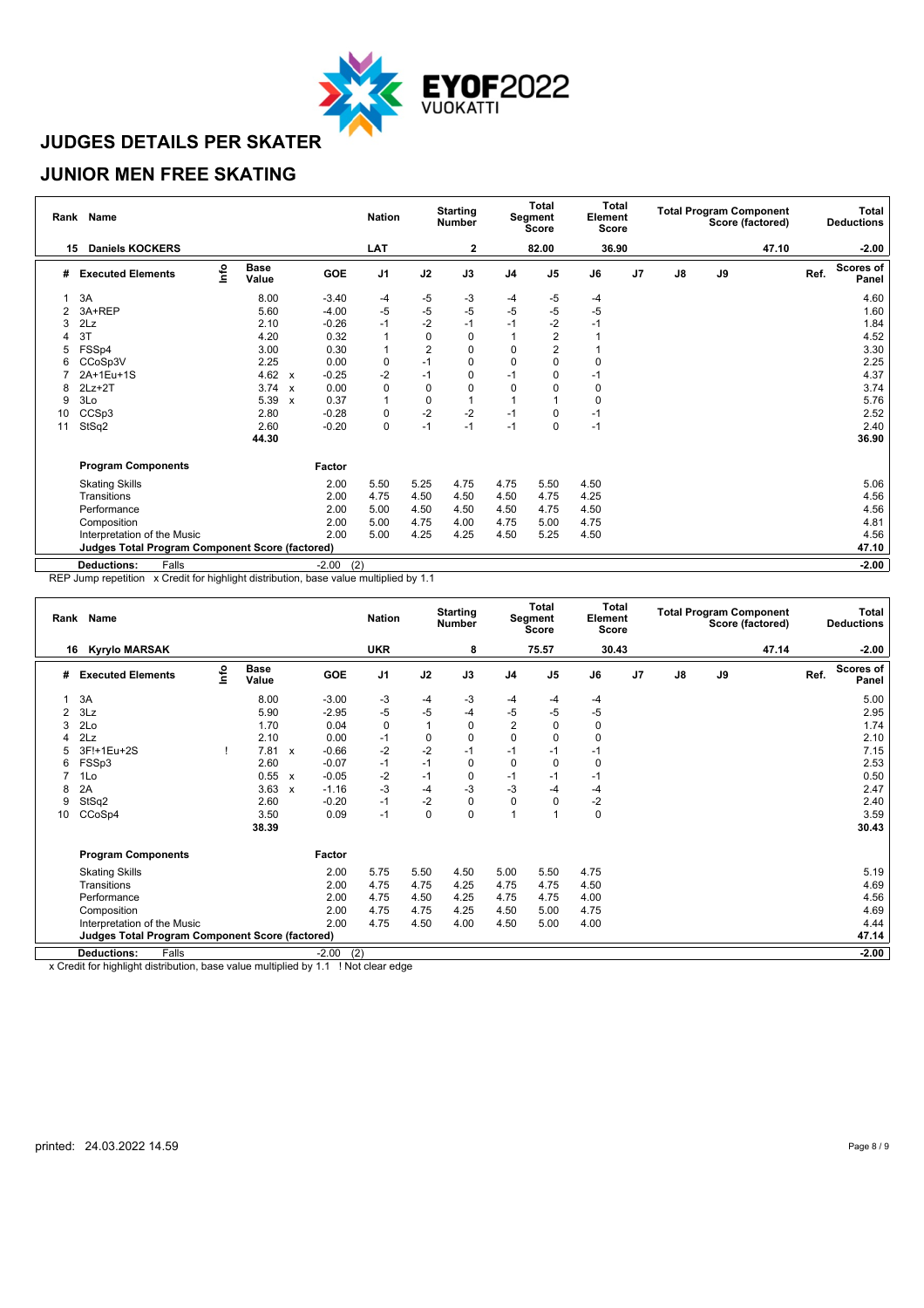# JUDGES DETAILS PER SKATER

## JUNIOR MEN FREE SKATING

| Rank | Name | Nation | Starting Number | Total Segment Score | Total Element Score | Total Program Component Score (factored) | Total Deductions |
|---|---|---|---|---|---|---|---|
| 15 | Daniels KOCKERS | LAT | 2 | 82.00 | 36.90 | 47.10 | -2.00 |

| # | Executed Elements | Info | Base Value | | GOE | J1 | J2 | J3 | J4 | J5 | J6 | J7 | J8 | J9 | Ref. | Scores of Panel |
|---|---|---|---|---|---|---|---|---|---|---|---|---|---|---|---|---|
| 1 | 3A | | 8.00 | | -3.40 | -4 | -5 | -3 | -4 | -5 | -4 | | | | | 4.60 |
| 2 | 3A+REP | | 5.60 | | -4.00 | -5 | -5 | -5 | -5 | -5 | -5 | | | | | 1.60 |
| 3 | 2Lz | | 2.10 | | -0.26 | -1 | -2 | -1 | -1 | -2 | -1 | | | | | 1.84 |
| 4 | 3T | | 4.20 | | 0.32 | 1 | 0 | 0 | 1 | 2 | 1 | | | | | 4.52 |
| 5 | FSSp4 | | 3.00 | | 0.30 | 1 | 2 | 0 | 0 | 2 | 1 | | | | | 3.30 |
| 6 | CCoSp3V | | 2.25 | | 0.00 | 0 | -1 | 0 | 0 | 0 | 0 | | | | | 2.25 |
| 7 | 2A+1Eu+1S | | 4.62 | x | -0.25 | -2 | -1 | 0 | -1 | 0 | -1 | | | | | 4.37 |
| 8 | 2Lz+2T | | 3.74 | x | 0.00 | 0 | 0 | 0 | 0 | 0 | 0 | | | | | 3.74 |
| 9 | 3Lo | | 5.39 | x | 0.37 | 1 | 0 | 1 | 1 | 1 | 0 | | | | | 5.76 |
| 10 | CCSp3 | | 2.80 | | -0.28 | 0 | -2 | -2 | -1 | 0 | -1 | | | | | 2.52 |
| 11 | StSq2 | | 2.60 | | -0.20 | 0 | -1 | -1 | -1 | 0 | -1 | | | | | 2.40 |
| | | | 44.30 | | | | | | | | | | | | | 36.90 |

| Program Components | Factor | J1 | J2 | J3 | J4 | J5 | J6 | J7 | J8 | J9 | Ref. | Scores of Panel |
|---|---|---|---|---|---|---|---|---|---|---|---|---|
| Skating Skills | 2.00 | 5.50 | 5.25 | 4.75 | 4.75 | 5.50 | 4.50 | | | | | 5.06 |
| Transitions | 2.00 | 4.75 | 4.50 | 4.50 | 4.50 | 4.75 | 4.25 | | | | | 4.56 |
| Performance | 2.00 | 5.00 | 4.50 | 4.50 | 4.50 | 4.75 | 4.50 | | | | | 4.56 |
| Composition | 2.00 | 5.00 | 4.75 | 4.00 | 4.75 | 5.00 | 4.75 | | | | | 4.81 |
| Interpretation of the Music | 2.00 | 5.00 | 4.25 | 4.25 | 4.50 | 5.25 | 4.50 | | | | | 4.56 |
| **Judges Total Program Component Score (factored)** | | | | | | | | | | | | 47.10 |
| **Deductions:** Falls | -2.00 (2) | | | | | | | | | | | -2.00 |

REP Jump repetition x Credit for highlight distribution, base value multiplied by 1.1

| Rank | Name | Nation | Starting Number | Total Segment Score | Total Element Score | Total Program Component Score (factored) | Total Deductions |
|---|---|---|---|---|---|---|---|
| 16 | Kyrylo MARSAK | UKR | 8 | 75.57 | 30.43 | 47.14 | -2.00 |

| # | Executed Elements | Info | Base Value | | GOE | J1 | J2 | J3 | J4 | J5 | J6 | J7 | J8 | J9 | Ref. | Scores of Panel |
|---|---|---|---|---|---|---|---|---|---|---|---|---|---|---|---|---|
| 1 | 3A | | 8.00 | | -3.00 | -3 | -4 | -3 | -4 | -4 | -4 | | | | | 5.00 |
| 2 | 3Lz | | 5.90 | | -2.95 | -5 | -5 | -4 | -5 | -5 | -5 | | | | | 2.95 |
| 3 | 2Lo | | 1.70 | | 0.04 | 0 | 1 | 0 | 2 | 0 | 0 | | | | | 1.74 |
| 4 | 2Lz | | 2.10 | | 0.00 | -1 | 0 | 0 | 0 | 0 | 0 | | | | | 2.10 |
| 5 | 3F!+1Eu+2S | ! | 7.81 | x | -0.66 | -2 | -2 | -1 | -1 | -1 | -1 | | | | | 7.15 |
| 6 | FSSp3 | | 2.60 | | -0.07 | -1 | -1 | 0 | 0 | 0 | 0 | | | | | 2.53 |
| 7 | 1Lo | | 0.55 | x | -0.05 | -2 | -1 | 0 | -1 | -1 | -1 | | | | | 0.50 |
| 8 | 2A | | 3.63 | x | -1.16 | -3 | -4 | -3 | -3 | -4 | -4 | | | | | 2.47 |
| 9 | StSq2 | | 2.60 | | -0.20 | -1 | -2 | 0 | 0 | 0 | -2 | | | | | 2.40 |
| 10 | CCoSp4 | | 3.50 | | 0.09 | -1 | 0 | 0 | 1 | 1 | 0 | | | | | 3.59 |
| | | | 38.39 | | | | | | | | | | | | | 30.43 |

| Program Components | Factor | J1 | J2 | J3 | J4 | J5 | J6 | J7 | J8 | J9 | Ref. | Scores of Panel |
|---|---|---|---|---|---|---|---|---|---|---|---|---|
| Skating Skills | 2.00 | 5.75 | 5.50 | 4.50 | 5.00 | 5.50 | 4.75 | | | | | 5.19 |
| Transitions | 2.00 | 4.75 | 4.75 | 4.25 | 4.75 | 4.75 | 4.50 | | | | | 4.69 |
| Performance | 2.00 | 4.75 | 4.50 | 4.25 | 4.75 | 4.75 | 4.00 | | | | | 4.56 |
| Composition | 2.00 | 4.75 | 4.75 | 4.25 | 4.50 | 5.00 | 4.75 | | | | | 4.69 |
| Interpretation of the Music | 2.00 | 4.75 | 4.50 | 4.00 | 4.50 | 5.00 | 4.00 | | | | | 4.44 |
| **Judges Total Program Component Score (factored)** | | | | | | | | | | | | 47.14 |
| **Deductions:** Falls | -2.00 (2) | | | | | | | | | | | -2.00 |

x Credit for highlight distribution, base value multiplied by 1.1 ! Not clear edge

printed: 24.03.2022 14.59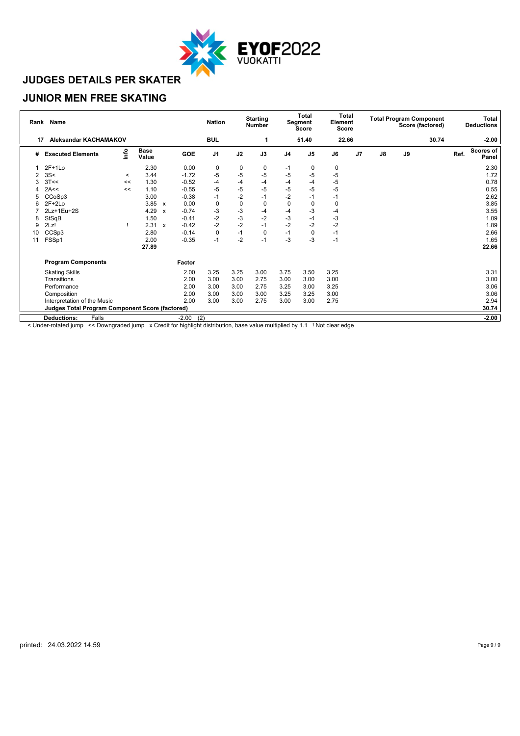EYOF2022 VUOKATTI

# JUDGES DETAILS PER SKATER

## JUNIOR MEN FREE SKATING

| Rank | Name | Nation | Starting Number | Total Segment Score | Total Element Score | Total Program Component Score (factored) | Total Deductions |
|---|---|---|---|---|---|---|---|
| 17 | Aleksandar KACHAMAKOV | BUL | 1 | 51.40 | 22.66 | 30.74 | -2.00 |

| # | Executed Elements | Info | Base Value | | GOE | J1 | J2 | J3 | J4 | J5 | J6 | J7 | J8 | J9 | Ref. | Scores of Panel |
|---|---|---|---|---|---|---|---|---|---|---|---|---|---|---|---|---|
| 1 | 2F+1Lo | | 2.30 | | 0.00 | 0 | 0 | 0 | -1 | 0 | 0 | | | | | 2.30 |
| 2 | 3S< | < | 3.44 | | -1.72 | -5 | -5 | -5 | -5 | -5 | -5 | | | | | 1.72 |
| 3 | 3T<< | << | 1.30 | | -0.52 | -4 | -4 | -4 | -4 | -4 | -5 | | | | | 0.78 |
| 4 | 2A<< | << | 1.10 | | -0.55 | -5 | -5 | -5 | -5 | -5 | -5 | | | | | 0.55 |
| 5 | CCoSp3 | | 3.00 | | -0.38 | -1 | -2 | -1 | -2 | -1 | -1 | | | | | 2.62 |
| 6 | 2F+2Lo | | 3.85 | x | 0.00 | 0 | 0 | 0 | 0 | 0 | 0 | | | | | 3.85 |
| 7 | 2Lz+1Eu+2S | | 4.29 | x | -0.74 | -3 | -3 | -4 | -4 | -3 | -4 | | | | | 3.55 |
| 8 | StSqB | | 1.50 | | -0.41 | -2 | -3 | -2 | -3 | -4 | -3 | | | | | 1.09 |
| 9 | 2Lz! | ! | 2.31 | x | -0.42 | -2 | -2 | -1 | -2 | -2 | -2 | | | | | 1.89 |
| 10 | CCSp3 | | 2.80 | | -0.14 | 0 | -1 | 0 | -1 | 0 | -1 | | | | | 2.66 |
| 11 | FSSp1 | | 2.00 | | -0.35 | -1 | -2 | -1 | -3 | -3 | -1 | | | | | 1.65 |
| | | | 27.89 | | | | | | | | | | | | | 22.66 |

| Program Components | Factor | J1 | J2 | J3 | J4 | J5 | J6 | J7 | J8 | J9 | Scores of Panel |
|---|---|---|---|---|---|---|---|---|---|---|---|
| Skating Skills | 2.00 | 3.25 | 3.25 | 3.00 | 3.75 | 3.50 | 3.25 | | | | 3.31 |
| Transitions | 2.00 | 3.00 | 3.00 | 2.75 | 3.00 | 3.00 | 3.00 | | | | 3.00 |
| Performance | 2.00 | 3.00 | 3.00 | 2.75 | 3.25 | 3.00 | 3.25 | | | | 3.06 |
| Composition | 2.00 | 3.00 | 3.00 | 3.00 | 3.25 | 3.25 | 3.00 | | | | 3.06 |
| Interpretation of the Music | 2.00 | 3.00 | 3.00 | 2.75 | 3.00 | 3.00 | 2.75 | | | | 2.94 |
| **Judges Total Program Component Score (factored)** | | | | | | | | | | | **30.74** |

| Deductions: | Falls | -2.00 | (2) | -2.00 |
|---|---|---|---|---|

< Under-rotated jump << Downgraded jump x Credit for highlight distribution, base value multiplied by 1.1 ! Not clear edge

printed: 24.03.2022 14.59